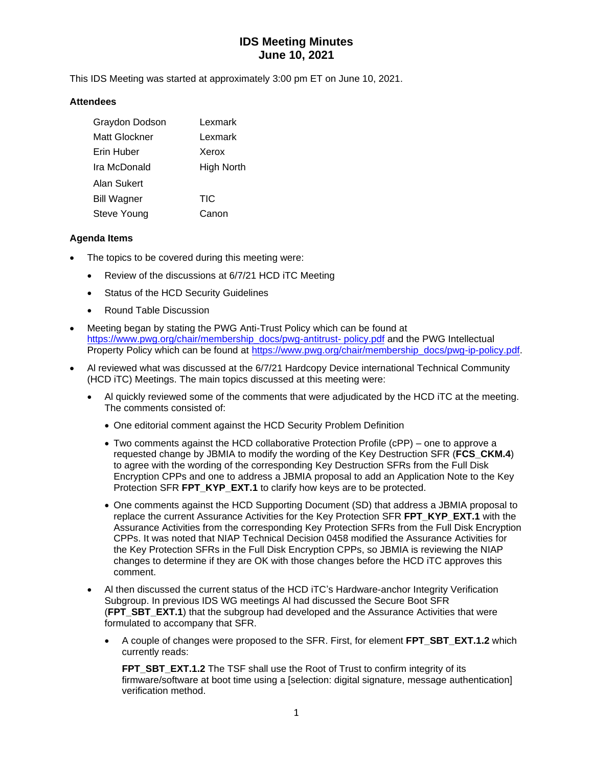# IDS Meeting Minutes
# June 10, 2021

This IDS Meeting was started at approximately 3:00 pm ET on June 10, 2021.

### Attendees

| | |
|---|---|
| Graydon Dodson | Lexmark |
| Matt Glockner | Lexmark |
| Erin Huber | Xerox |
| Ira McDonald | High North |
| Alan Sukert | |
| Bill Wagner | TIC |
| Steve Young | Canon |

### Agenda Items

- The topics to be covered during this meeting were:
  - Review of the discussions at 6/7/21 HCD iTC Meeting
  - Status of the HCD Security Guidelines
  - Round Table Discussion
- Meeting began by stating the PWG Anti-Trust Policy which can be found at https://www.pwg.org/chair/membership_docs/pwg-antitrust- policy.pdf and the PWG Intellectual Property Policy which can be found at https://www.pwg.org/chair/membership_docs/pwg-ip-policy.pdf.
- Al reviewed what was discussed at the 6/7/21 Hardcopy Device international Technical Community (HCD iTC) Meetings. The main topics discussed at this meeting were:
  - Al quickly reviewed some of the comments that were adjudicated by the HCD iTC at the meeting. The comments consisted of:
    - One editorial comment against the HCD Security Problem Definition
    - Two comments against the HCD collaborative Protection Profile (cPP) – one to approve a requested change by JBMIA to modify the wording of the Key Destruction SFR (**FCS_CKM.4**) to agree with the wording of the corresponding Key Destruction SFRs from the Full Disk Encryption CPPs and one to address a JBMIA proposal to add an Application Note to the Key Protection SFR **FPT_KYP_EXT.1** to clarify how keys are to be protected.
    - One comments against the HCD Supporting Document (SD) that address a JBMIA proposal to replace the current Assurance Activities for the Key Protection SFR **FPT_KYP_EXT.1** with the Assurance Activities from the corresponding Key Protection SFRs from the Full Disk Encryption CPPs. It was noted that NIAP Technical Decision 0458 modified the Assurance Activities for the Key Protection SFRs in the Full Disk Encryption CPPs, so JBMIA is reviewing the NIAP changes to determine if they are OK with those changes before the HCD iTC approves this comment.
  - Al then discussed the current status of the HCD iTC's Hardware-anchor Integrity Verification Subgroup. In previous IDS WG meetings Al had discussed the Secure Boot SFR (**FPT_SBT_EXT.1**) that the subgroup had developed and the Assurance Activities that were formulated to accompany that SFR.
    - A couple of changes were proposed to the SFR. First, for element **FPT_SBT_EXT.1.2** which currently reads:

      **FPT_SBT_EXT.1.2** The TSF shall use the Root of Trust to confirm integrity of its firmware/software at boot time using a [selection: digital signature, message authentication] verification method.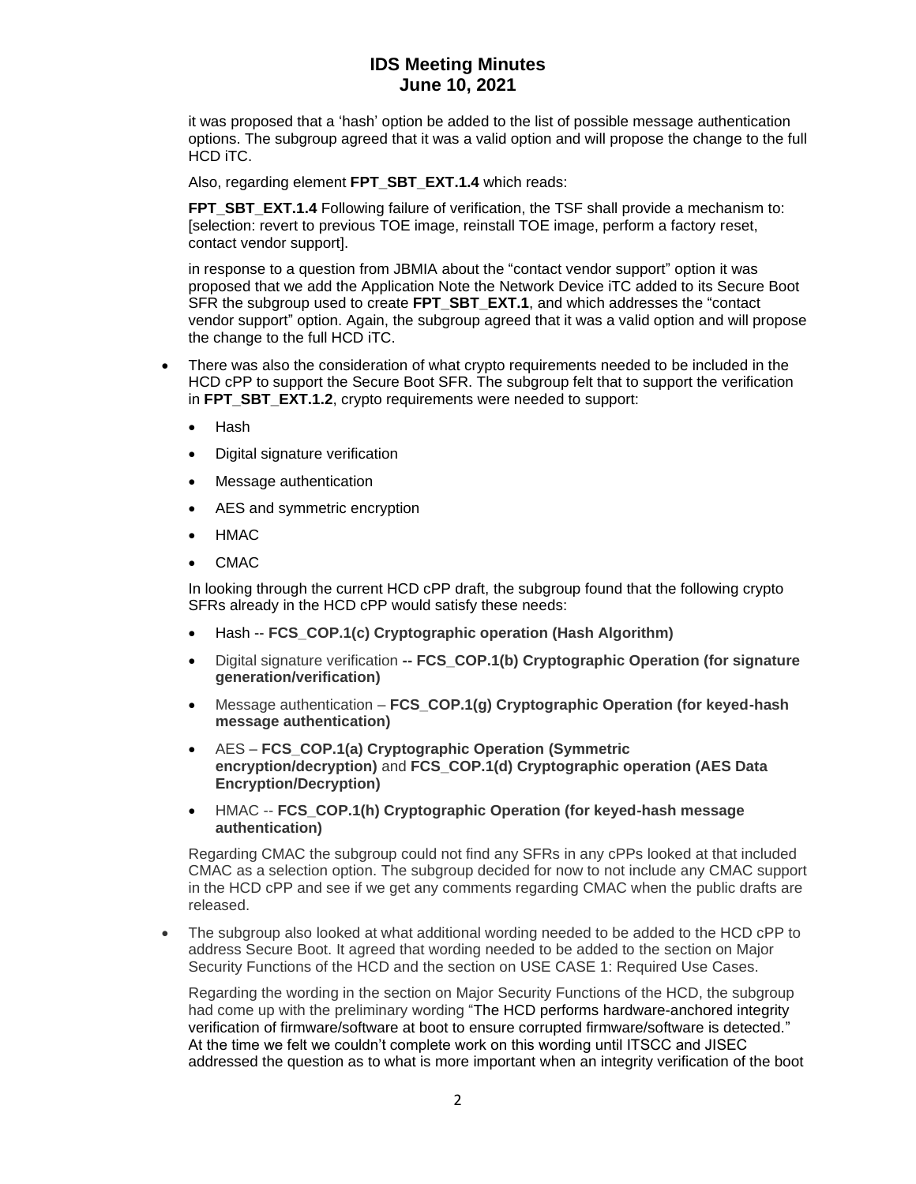it was proposed that a 'hash' option be added to the list of possible message authentication options. The subgroup agreed that it was a valid option and will propose the change to the full HCD iTC.

Also, regarding element **FPT_SBT_EXT.1.4** which reads:

**FPT_SBT_EXT.1.4** Following failure of verification, the TSF shall provide a mechanism to: [selection: revert to previous TOE image, reinstall TOE image, perform a factory reset, contact vendor support].

in response to a question from JBMIA about the "contact vendor support" option it was proposed that we add the Application Note the Network Device iTC added to its Secure Boot SFR the subgroup used to create **FPT_SBT_EXT.1**, and which addresses the "contact vendor support" option. Again, the subgroup agreed that it was a valid option and will propose the change to the full HCD iTC.

- There was also the consideration of what crypto requirements needed to be included in the HCD cPP to support the Secure Boot SFR. The subgroup felt that to support the verification in **FPT_SBT_EXT.1.2**, crypto requirements were needed to support:
  - Hash
  - Digital signature verification
  - Message authentication
  - AES and symmetric encryption
  - HMAC
  - CMAC

  In looking through the current HCD cPP draft, the subgroup found that the following crypto SFRs already in the HCD cPP would satisfy these needs:

  - Hash -- **FCS_COP.1(c) Cryptographic operation (Hash Algorithm)**
  - Digital signature verification **-- FCS_COP.1(b) Cryptographic Operation (for signature generation/verification)**
  - Message authentication – **FCS_COP.1(g) Cryptographic Operation (for keyed-hash message authentication)**
  - AES – **FCS_COP.1(a) Cryptographic Operation (Symmetric encryption/decryption)** and **FCS_COP.1(d) Cryptographic operation (AES Data Encryption/Decryption)**
  - HMAC -- **FCS_COP.1(h) Cryptographic Operation (for keyed-hash message authentication)**

  Regarding CMAC the subgroup could not find any SFRs in any cPPs looked at that included CMAC as a selection option. The subgroup decided for now to not include any CMAC support in the HCD cPP and see if we get any comments regarding CMAC when the public drafts are released.

- The subgroup also looked at what additional wording needed to be added to the HCD cPP to address Secure Boot. It agreed that wording needed to be added to the section on Major Security Functions of the HCD and the section on USE CASE 1: Required Use Cases.

  Regarding the wording in the section on Major Security Functions of the HCD, the subgroup had come up with the preliminary wording "The HCD performs hardware-anchored integrity verification of firmware/software at boot to ensure corrupted firmware/software is detected." At the time we felt we couldn't complete work on this wording until ITSCC and JISEC addressed the question as to what is more important when an integrity verification of the boot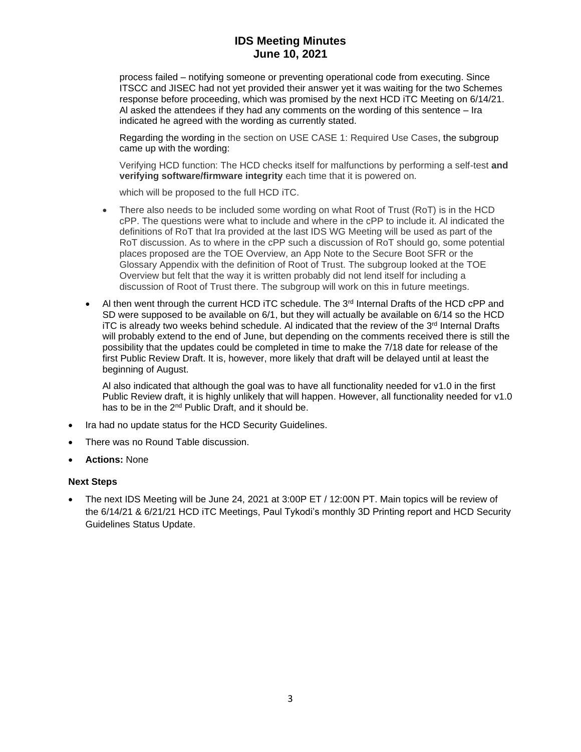process failed – notifying someone or preventing operational code from executing. Since ITSCC and JISEC had not yet provided their answer yet it was waiting for the two Schemes response before proceeding, which was promised by the next HCD iTC Meeting on 6/14/21. Al asked the attendees if they had any comments on the wording of this sentence – Ira indicated he agreed with the wording as currently stated.

Regarding the wording in the section on USE CASE 1: Required Use Cases, the subgroup came up with the wording:

Verifying HCD function: The HCD checks itself for malfunctions by performing a self-test **and verifying software/firmware integrity** each time that it is powered on.

which will be proposed to the full HCD iTC.

- There also needs to be included some wording on what Root of Trust (RoT) is in the HCD cPP. The questions were what to include and where in the cPP to include it. Al indicated the definitions of RoT that Ira provided at the last IDS WG Meeting will be used as part of the RoT discussion. As to where in the cPP such a discussion of RoT should go, some potential places proposed are the TOE Overview, an App Note to the Secure Boot SFR or the Glossary Appendix with the definition of Root of Trust. The subgroup looked at the TOE Overview but felt that the way it is written probably did not lend itself for including a discussion of Root of Trust there. The subgroup will work on this in future meetings.

- Al then went through the current HCD iTC schedule. The 3rd Internal Drafts of the HCD cPP and SD were supposed to be available on 6/1, but they will actually be available on 6/14 so the HCD iTC is already two weeks behind schedule. Al indicated that the review of the 3rd Internal Drafts will probably extend to the end of June, but depending on the comments received there is still the possibility that the updates could be completed in time to make the 7/18 date for release of the first Public Review Draft. It is, however, more likely that draft will be delayed until at least the beginning of August.

  Al also indicated that although the goal was to have all functionality needed for v1.0 in the first Public Review draft, it is highly unlikely that will happen. However, all functionality needed for v1.0 has to be in the 2nd Public Draft, and it should be.

- Ira had no update status for the HCD Security Guidelines.
- There was no Round Table discussion.
- **Actions:** None

### Next Steps

- The next IDS Meeting will be June 24, 2021 at 3:00P ET / 12:00N PT. Main topics will be review of the 6/14/21 & 6/21/21 HCD iTC Meetings, Paul Tykodi's monthly 3D Printing report and HCD Security Guidelines Status Update.